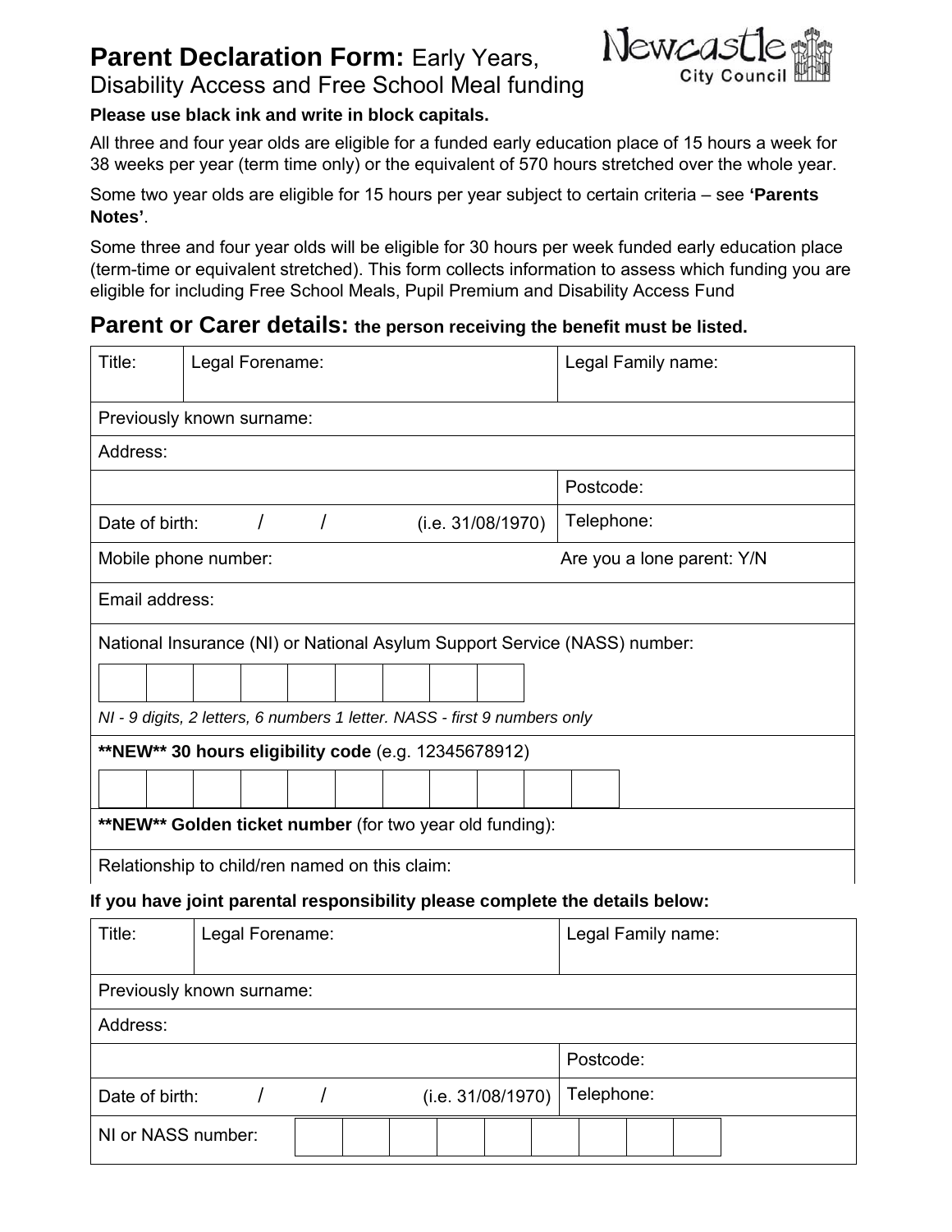# **Parent Declaration Form:** Early Years, Disability Access and Free School Meal funding

Newcastle City Council

**Please use black ink and write in block capitals.**

All three and four year olds are eligible for a funded early education place of 15 hours a week for 38 weeks per year (term time only) or the equivalent of 570 hours stretched over the whole year.

Some two year olds are eligible for 15 hours per year subject to certain criteria – see **'Parents Notes'**.

Some three and four year olds will be eligible for 30 hours per week funded early education place (term-time or equivalent stretched). This form collects information to assess which funding you are eligible for including Free School Meals, Pupil Premium and Disability Access Fund

## Parent or Carer details: **the person receiving the benefit must be listed.**

| Title: | Legal Forename: | Legal Family name: |
|---|---|---|
| Previously known surname: | | |
| Address: | | |
| | | Postcode: |
| Date of birth: / / (i.e. 31/08/1970) | | Telephone: |
| Mobile phone number: | | Are you a lone parent: Y/N |
| Email address: | | |
| National Insurance (NI) or National Asylum Support Service (NASS) number: | | |
| *NI - 9 digits, 2 letters, 6 numbers 1 letter. NASS - first 9 numbers only* | | |
| **\*\*NEW\*\* 30 hours eligibility code** (e.g. 12345678912) | | |
| **\*\*NEW\*\* Golden ticket number** (for two year old funding): | | |
| Relationship to child/ren named on this claim: | | |

**If you have joint parental responsibility please complete the details below:**

| Title: | Legal Forename: | Legal Family name: |
|---|---|---|
| Previously known surname: | | |
| Address: | | |
| | | Postcode: |
| Date of birth: / / (i.e. 31/08/1970) | | Telephone: |
| NI or NASS number: | | |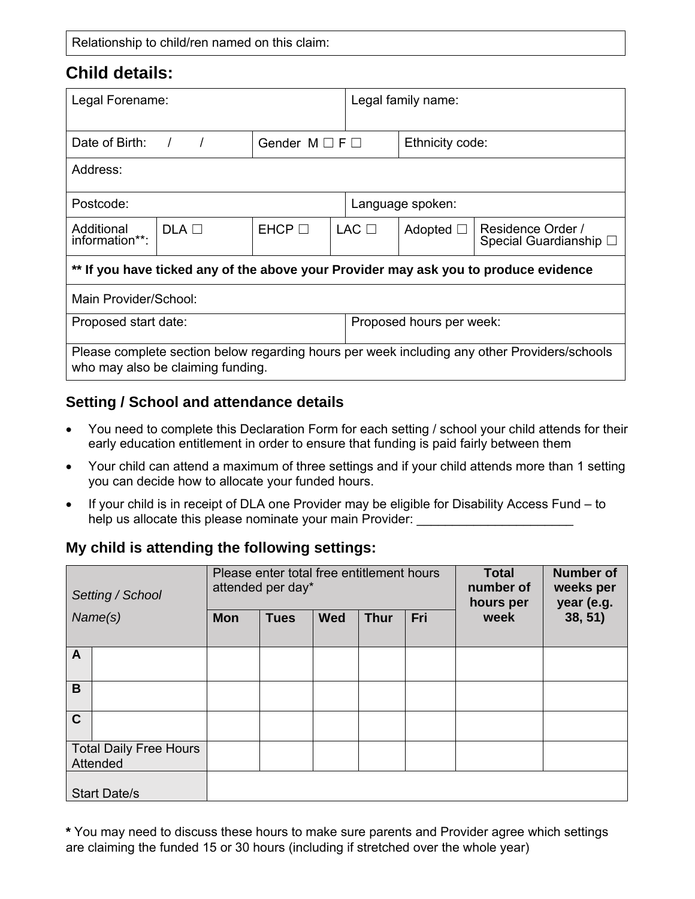| Relationship to child/ren named on this claim: |
|---|

## Child details:

| Legal Forename: | | | | Legal family name: | |
|---|---|---|---|---|---|
| Date of Birth: / / | | Gender M ☐ F ☐ | | Ethnicity code: | |
| Address: | | | | | |
| Postcode: | | | | Language spoken: | |
| Additional information**: | DLA ☐ | EHCP ☐ | LAC ☐ | Adopted ☐ | Residence Order / Special Guardianship ☐ |
| **** If you have ticked any of the above your Provider may ask you to produce evidence** | | | | | |
| Main Provider/School: | | | | | |
| Proposed start date: | | | | Proposed hours per week: | |
| Please complete section below regarding hours per week including any other Providers/schools who may also be claiming funding. | | | | | |

### Setting / School and attendance details

- You need to complete this Declaration Form for each setting / school your child attends for their early education entitlement in order to ensure that funding is paid fairly between them
- Your child can attend a maximum of three settings and if your child attends more than 1 setting you can decide how to allocate your funded hours.
- If your child is in receipt of DLA one Provider may be eligible for Disability Access Fund – to help us allocate this please nominate your main Provider: ______________________

### My child is attending the following settings:

| *Setting / School Name(s)* | | Please enter total free entitlement hours attended per day* | | | | | **Total number of hours per week** | **Number of weeks per year (e.g. 38, 51)** |
|---|---|---|---|---|---|---|---|---|
| | | **Mon** | **Tues** | **Wed** | **Thur** | **Fri** | | |
| **A** | | | | | | | | |
| **B** | | | | | | | | |
| **C** | | | | | | | | |
| Total Daily Free Hours Attended | | | | | | | | |
| Start Date/s | | | | | | | | |

**\*** You may need to discuss these hours to make sure parents and Provider agree which settings are claiming the funded 15 or 30 hours (including if stretched over the whole year)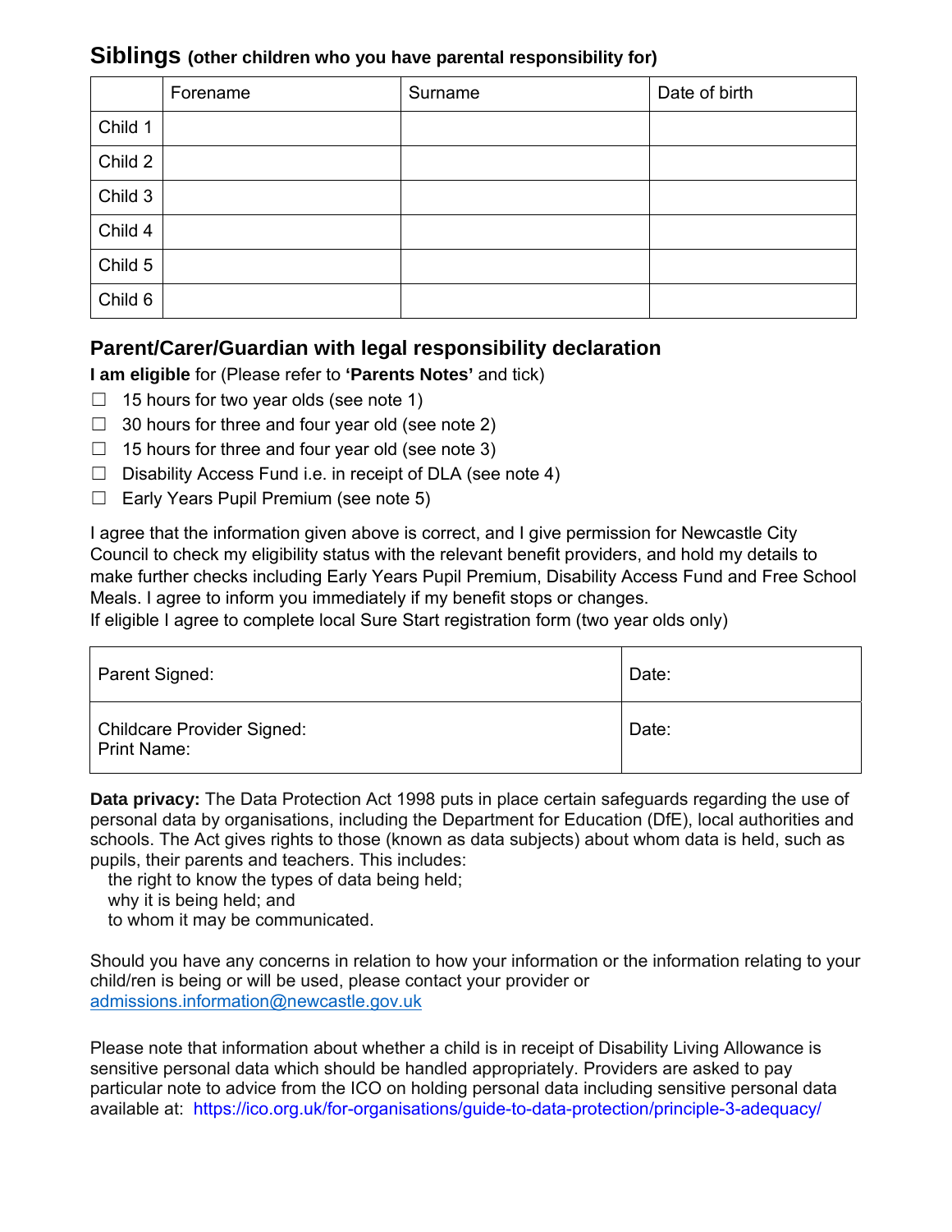## Siblings (other children who you have parental responsibility for)

| | Forename | Surname | Date of birth |
|---|---|---|---|
| Child 1 | | | |
| Child 2 | | | |
| Child 3 | | | |
| Child 4 | | | |
| Child 5 | | | |
| Child 6 | | | |

## Parent/Carer/Guardian with legal responsibility declaration

**I am eligible** for (Please refer to **'Parents Notes'** and tick)

- ☐ 15 hours for two year olds (see note 1)
- ☐ 30 hours for three and four year old (see note 2)
- ☐ 15 hours for three and four year old (see note 3)
- ☐ Disability Access Fund i.e. in receipt of DLA (see note 4)
- ☐ Early Years Pupil Premium (see note 5)

I agree that the information given above is correct, and I give permission for Newcastle City Council to check my eligibility status with the relevant benefit providers, and hold my details to make further checks including Early Years Pupil Premium, Disability Access Fund and Free School Meals. I agree to inform you immediately if my benefit stops or changes.
If eligible I agree to complete local Sure Start registration form (two year olds only)

| | |
|---|---|
| Parent Signed: | Date: |
| Childcare Provider Signed:<br>Print Name: | Date: |

**Data privacy:** The Data Protection Act 1998 puts in place certain safeguards regarding the use of personal data by organisations, including the Department for Education (DfE), local authorities and schools. The Act gives rights to those (known as data subjects) about whom data is held, such as pupils, their parents and teachers. This includes:

- the right to know the types of data being held;
- why it is being held; and
- to whom it may be communicated.

Should you have any concerns in relation to how your information or the information relating to your child/ren is being or will be used, please contact your provider or admissions.information@newcastle.gov.uk

Please note that information about whether a child is in receipt of Disability Living Allowance is sensitive personal data which should be handled appropriately. Providers are asked to pay particular note to advice from the ICO on holding personal data including sensitive personal data available at: https://ico.org.uk/for-organisations/guide-to-data-protection/principle-3-adequacy/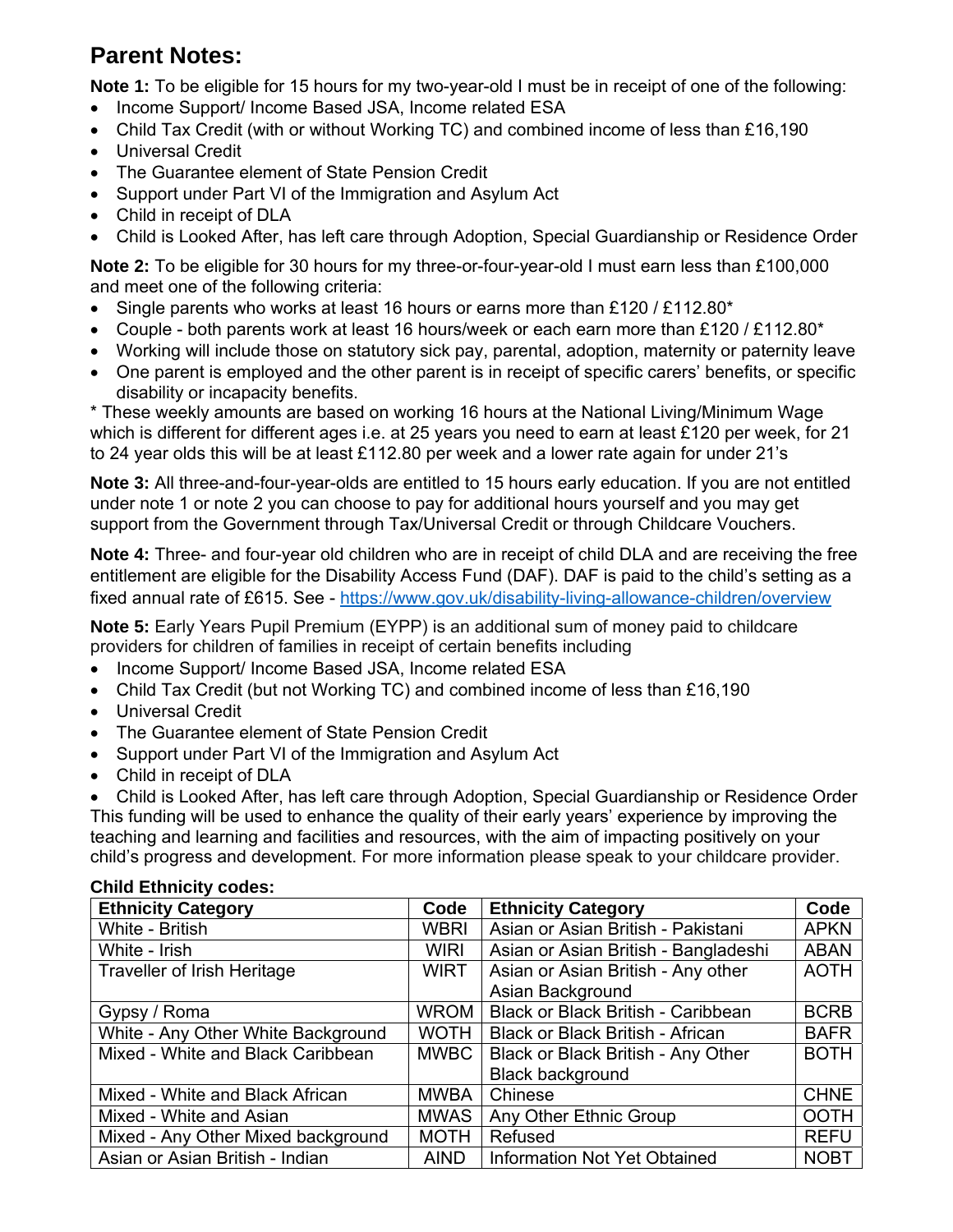## Parent Notes:

**Note 1:** To be eligible for 15 hours for my two-year-old I must be in receipt of one of the following:

- Income Support/ Income Based JSA, Income related ESA
- Child Tax Credit (with or without Working TC) and combined income of less than £16,190
- Universal Credit
- The Guarantee element of State Pension Credit
- Support under Part VI of the Immigration and Asylum Act
- Child in receipt of DLA
- Child is Looked After, has left care through Adoption, Special Guardianship or Residence Order

**Note 2:** To be eligible for 30 hours for my three-or-four-year-old I must earn less than £100,000 and meet one of the following criteria:

- Single parents who works at least 16 hours or earns more than £120 / £112.80*
- Couple - both parents work at least 16 hours/week or each earn more than £120 / £112.80*
- Working will include those on statutory sick pay, parental, adoption, maternity or paternity leave
- One parent is employed and the other parent is in receipt of specific carers' benefits, or specific disability or incapacity benefits.

* These weekly amounts are based on working 16 hours at the National Living/Minimum Wage which is different for different ages i.e. at 25 years you need to earn at least £120 per week, for 21 to 24 year olds this will be at least £112.80 per week and a lower rate again for under 21's

**Note 3:** All three-and-four-year-olds are entitled to 15 hours early education. If you are not entitled under note 1 or note 2 you can choose to pay for additional hours yourself and you may get support from the Government through Tax/Universal Credit or through Childcare Vouchers.

**Note 4:** Three- and four-year old children who are in receipt of child DLA and are receiving the free entitlement are eligible for the Disability Access Fund (DAF). DAF is paid to the child's setting as a fixed annual rate of £615. See - https://www.gov.uk/disability-living-allowance-children/overview

**Note 5:** Early Years Pupil Premium (EYPP) is an additional sum of money paid to childcare providers for children of families in receipt of certain benefits including

- Income Support/ Income Based JSA, Income related ESA
- Child Tax Credit (but not Working TC) and combined income of less than £16,190
- Universal Credit
- The Guarantee element of State Pension Credit
- Support under Part VI of the Immigration and Asylum Act
- Child in receipt of DLA
- Child is Looked After, has left care through Adoption, Special Guardianship or Residence Order

This funding will be used to enhance the quality of their early years' experience by improving the teaching and learning and facilities and resources, with the aim of impacting positively on your child's progress and development. For more information please speak to your childcare provider.

**Child Ethnicity codes:**

| Ethnicity Category | Code | Ethnicity Category | Code |
|---|---|---|---|
| White - British | WBRI | Asian or Asian British - Pakistani | APKN |
| White - Irish | WIRI | Asian or Asian British - Bangladeshi | ABAN |
| Traveller of Irish Heritage | WIRT | Asian or Asian British - Any other Asian Background | AOTH |
| Gypsy / Roma | WROM | Black or Black British - Caribbean | BCRB |
| White - Any Other White Background | WOTH | Black or Black British - African | BAFR |
| Mixed - White and Black Caribbean | MWBC | Black or Black British - Any Other Black background | BOTH |
| Mixed - White and Black African | MWBA | Chinese | CHNE |
| Mixed - White and Asian | MWAS | Any Other Ethnic Group | OOTH |
| Mixed - Any Other Mixed background | MOTH | Refused | REFU |
| Asian or Asian British - Indian | AIND | Information Not Yet Obtained | NOBT |